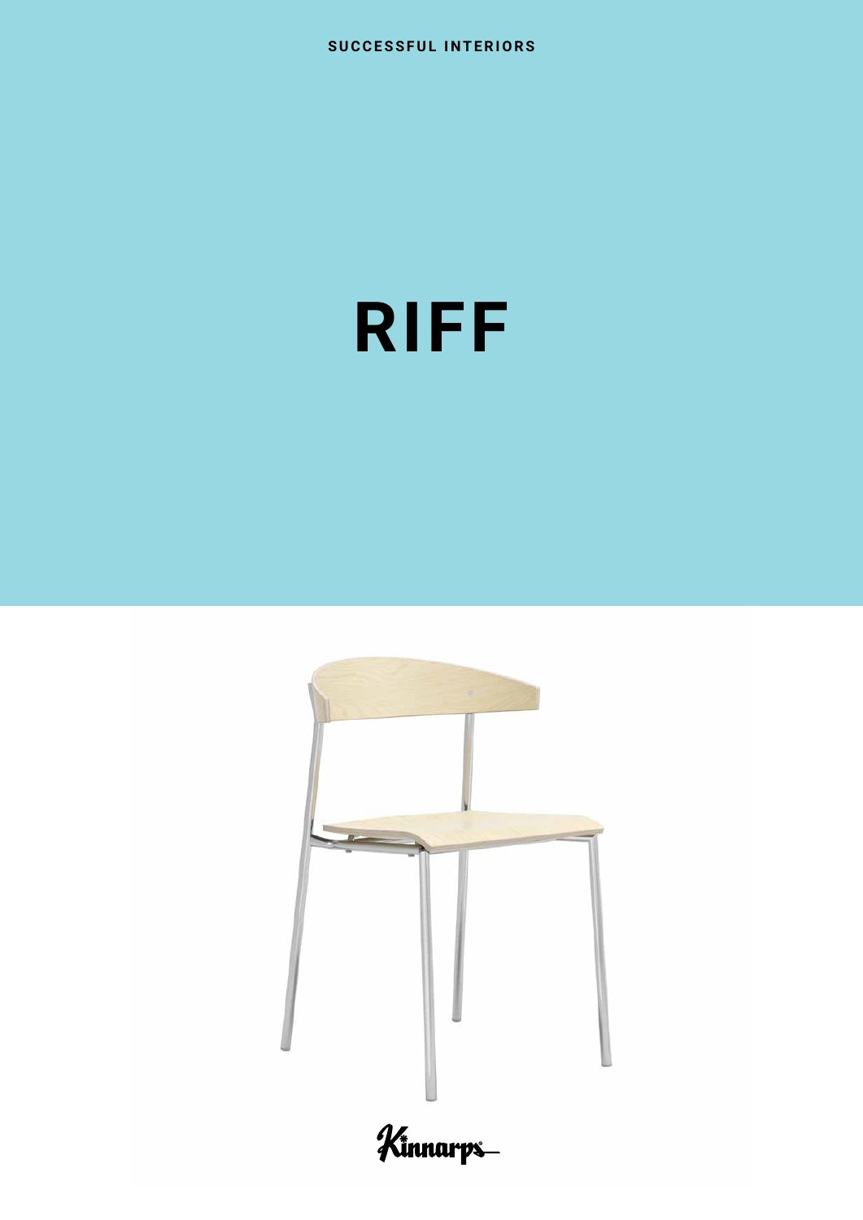SUCCESSFUL INTERIORS

# RIFF

Kinnarps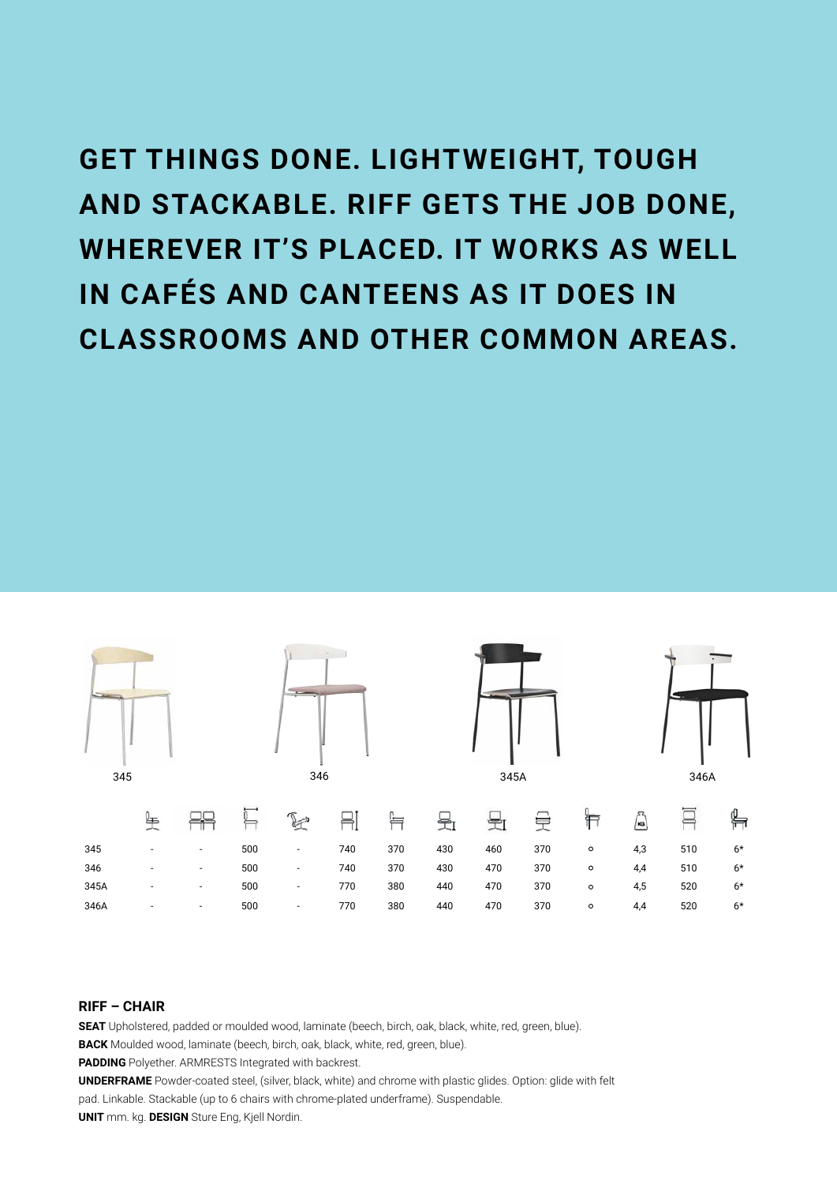GET THINGS DONE. LIGHTWEIGHT, TOUGH AND STACKABLE. RIFF GETS THE JOB DONE, WHEREVER IT'S PLACED. IT WORKS AS WELL IN CAFÉS AND CANTEENS AS IT DOES IN CLASSROOMS AND OTHER COMMON AREAS.

345 346 345A 346A

| | | | | | | | | | | | | | |
|---|---|---|---|---|---|---|---|---|---|---|---|---|---|
| 345 | - | - | 500 | - | 740 | 370 | 430 | 460 | 370 | ○ | 4,3 | 510 | 6* |
| 346 | - | - | 500 | - | 740 | 370 | 430 | 470 | 370 | ○ | 4,4 | 510 | 6* |
| 345A | - | - | 500 | - | 770 | 380 | 440 | 470 | 370 | ○ | 4,5 | 520 | 6* |
| 346A | - | - | 500 | - | 770 | 380 | 440 | 470 | 370 | ○ | 4,4 | 520 | 6* |

**RIFF – CHAIR**

**SEAT** Upholstered, padded or moulded wood, laminate (beech, birch, oak, black, white, red, green, blue).
**BACK** Moulded wood, laminate (beech, birch, oak, black, white, red, green, blue).
**PADDING** Polyether. ARMRESTS Integrated with backrest.
**UNDERFRAME** Powder-coated steel, (silver, black, white) and chrome with plastic glides. Option: glide with felt pad. Linkable. Stackable (up to 6 chairs with chrome-plated underframe). Suspendable.
**UNIT** mm. kg. **DESIGN** Sture Eng, Kjell Nordin.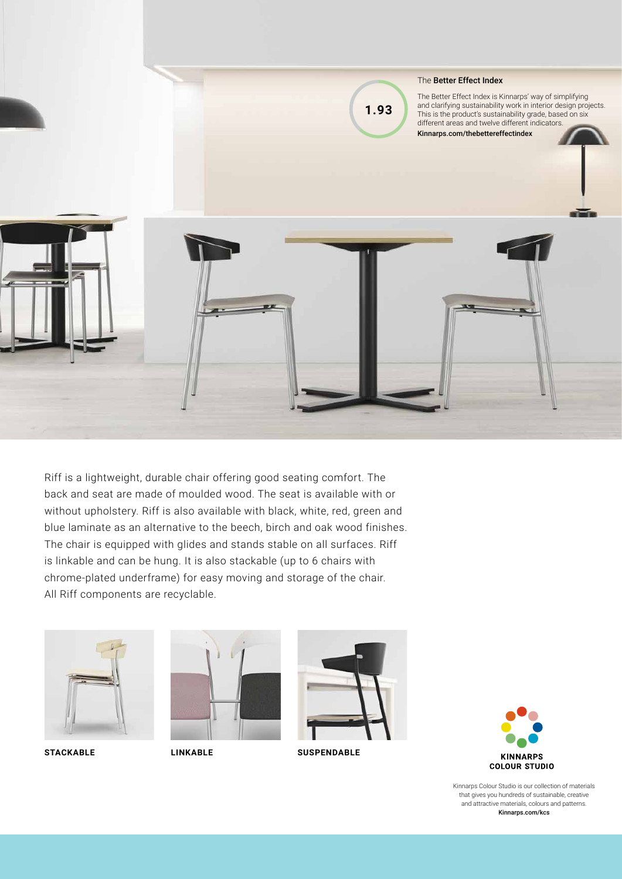1.93

The **Better Effect Index**

The Better Effect Index is Kinnarps' way of simplifying and clarifying sustainability work in interior design projects. This is the product's sustainability grade, based on six different areas and twelve different indicators.
**Kinnarps.com/thebettereffectindex**

Riff is a lightweight, durable chair offering good seating comfort. The back and seat are made of moulded wood. The seat is available with or without upholstery. Riff is also available with black, white, red, green and blue laminate as an alternative to the beech, birch and oak wood finishes. The chair is equipped with glides and stands stable on all surfaces. Riff is linkable and can be hung. It is also stackable (up to 6 chairs with chrome-plated underframe) for easy moving and storage of the chair. All Riff components are recyclable.

**STACKABLE**

**LINKABLE**

**SUSPENDABLE**

**KINNARPS COLOUR STUDIO**

Kinnarps Colour Studio is our collection of materials that gives you hundreds of sustainable, creative and attractive materials, colours and patterns.
**Kinnarps.com/kcs**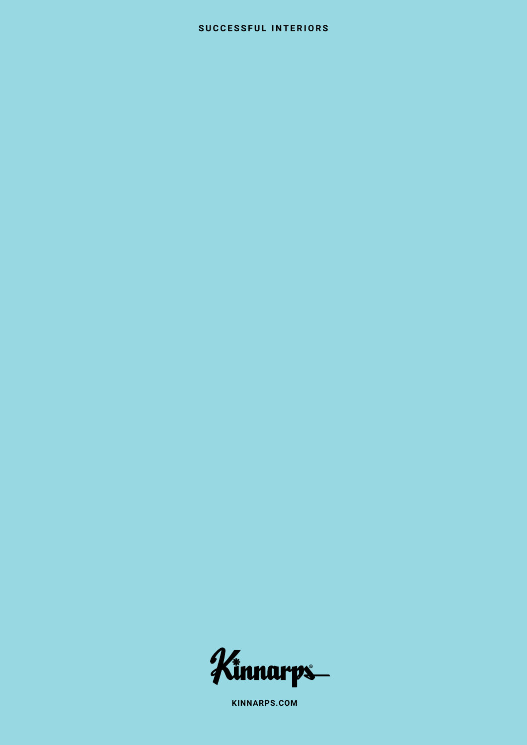SUCCESSFUL INTERIORS

Kinnarps

KINNARPS.COM